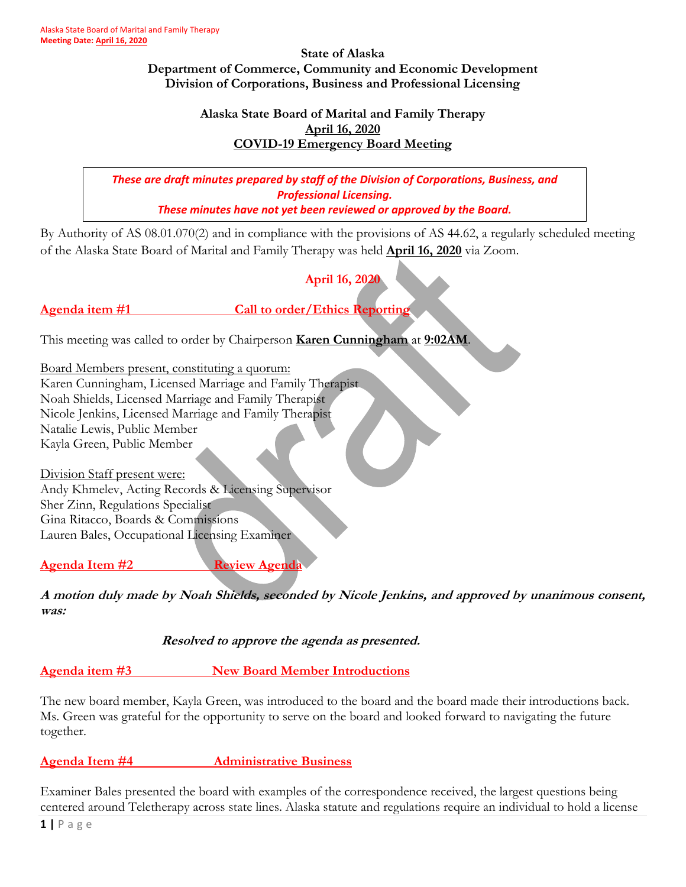**State of Alaska**
**Department of Commerce, Community and Economic Development**
**Division of Corporations, Business and Professional Licensing**

**Alaska State Board of Marital and Family Therapy**
**April 16, 2020**
**COVID-19 Emergency Board Meeting**

> ***These are draft minutes prepared by staff of the Division of Corporations, Business, and Professional Licensing.***
> ***These minutes have not yet been reviewed or approved by the Board.***

By Authority of AS 08.01.070(2) and in compliance with the provisions of AS 44.62, a regularly scheduled meeting of the Alaska State Board of Marital and Family Therapy was held **April 16, 2020** via Zoom.

**April 16, 2020**

## Agenda item #1 Call to order/Ethics Reporting

This meeting was called to order by Chairperson **Karen Cunningham** at **9:02AM**.

Board Members present, constituting a quorum:
Karen Cunningham, Licensed Marriage and Family Therapist
Noah Shields, Licensed Marriage and Family Therapist
Nicole Jenkins, Licensed Marriage and Family Therapist
Natalie Lewis, Public Member
Kayla Green, Public Member

Division Staff present were:
Andy Khmelev, Acting Records & Licensing Supervisor
Sher Zinn, Regulations Specialist
Gina Ritacco, Boards & Commissions
Lauren Bales, Occupational Licensing Examiner

## Agenda Item #2 Review Agenda

***A motion duly made by Noah Shields, seconded by Nicole Jenkins, and approved by unanimous consent, was:***

***Resolved to approve the agenda as presented.***

## Agenda item #3 New Board Member Introductions

The new board member, Kayla Green, was introduced to the board and the board made their introductions back. Ms. Green was grateful for the opportunity to serve on the board and looked forward to navigating the future together.

## Agenda Item #4 Administrative Business

Examiner Bales presented the board with examples of the correspondence received, the largest questions being centered around Teletherapy across state lines. Alaska statute and regulations require an individual to hold a license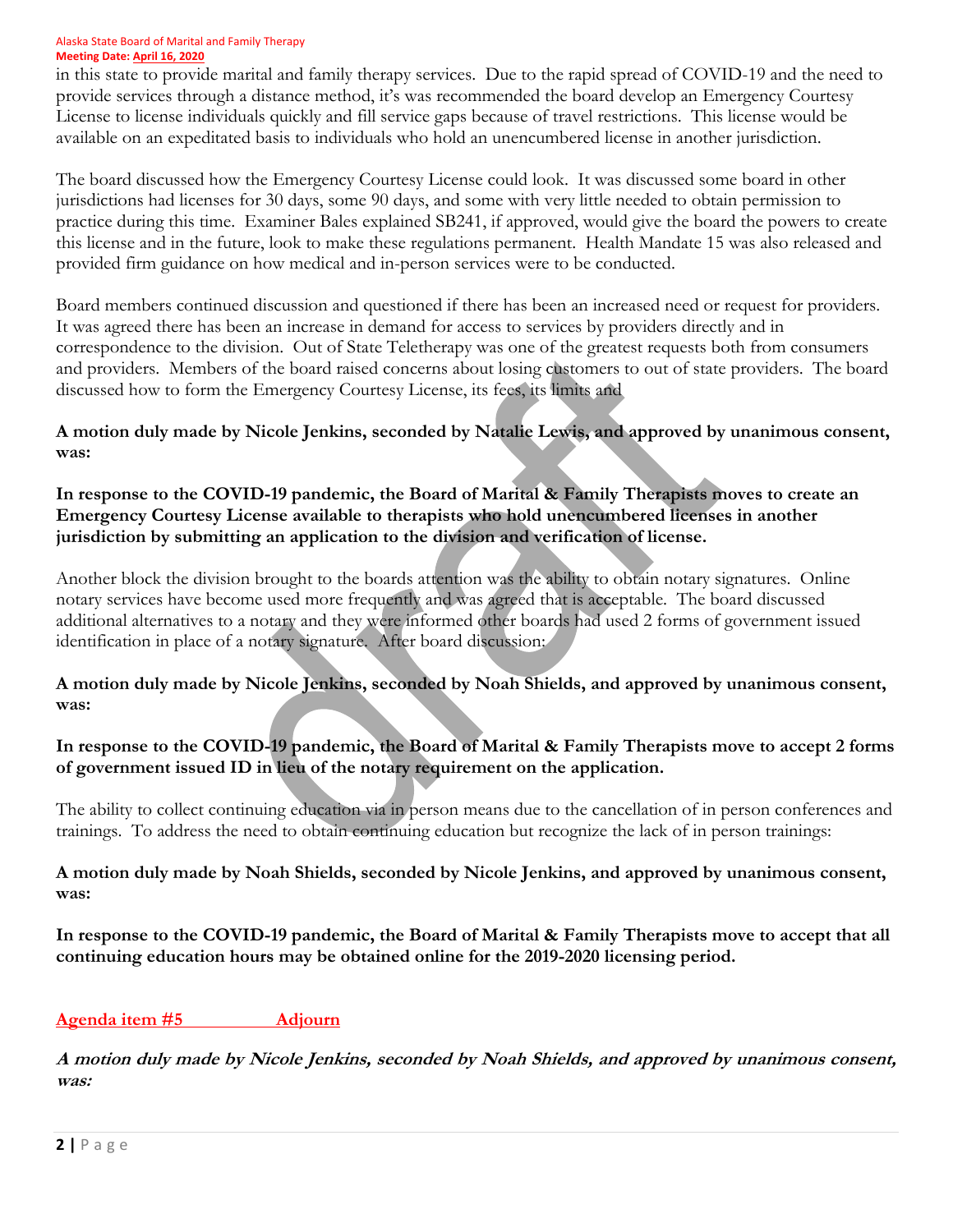in this state to provide marital and family therapy services. Due to the rapid spread of COVID-19 and the need to provide services through a distance method, it's was recommended the board develop an Emergency Courtesy License to license individuals quickly and fill service gaps because of travel restrictions. This license would be available on an expeditated basis to individuals who hold an unencumbered license in another jurisdiction.

The board discussed how the Emergency Courtesy License could look. It was discussed some board in other jurisdictions had licenses for 30 days, some 90 days, and some with very little needed to obtain permission to practice during this time. Examiner Bales explained SB241, if approved, would give the board the powers to create this license and in the future, look to make these regulations permanent. Health Mandate 15 was also released and provided firm guidance on how medical and in-person services were to be conducted.

Board members continued discussion and questioned if there has been an increased need or request for providers. It was agreed there has been an increase in demand for access to services by providers directly and in correspondence to the division. Out of State Teletherapy was one of the greatest requests both from consumers and providers. Members of the board raised concerns about losing customers to out of state providers. The board discussed how to form the Emergency Courtesy License, its fees, its limits and

**A motion duly made by Nicole Jenkins, seconded by Natalie Lewis, and approved by unanimous consent, was:**

**In response to the COVID-19 pandemic, the Board of Marital & Family Therapists moves to create an Emergency Courtesy License available to therapists who hold unencumbered licenses in another jurisdiction by submitting an application to the division and verification of license.**

Another block the division brought to the boards attention was the ability to obtain notary signatures. Online notary services have become used more frequently and was agreed that is acceptable. The board discussed additional alternatives to a notary and they were informed other boards had used 2 forms of government issued identification in place of a notary signature. After board discussion:

**A motion duly made by Nicole Jenkins, seconded by Noah Shields, and approved by unanimous consent, was:**

**In response to the COVID-19 pandemic, the Board of Marital & Family Therapists move to accept 2 forms of government issued ID in lieu of the notary requirement on the application.**

The ability to collect continuing education via in person means due to the cancellation of in person conferences and trainings. To address the need to obtain continuing education but recognize the lack of in person trainings:

**A motion duly made by Noah Shields, seconded by Nicole Jenkins, and approved by unanimous consent, was:**

**In response to the COVID-19 pandemic, the Board of Marital & Family Therapists move to accept that all continuing education hours may be obtained online for the 2019-2020 licensing period.**

## Agenda item #5 Adjourn

***A motion duly made by Nicole Jenkins, seconded by Noah Shields, and approved by unanimous consent, was:***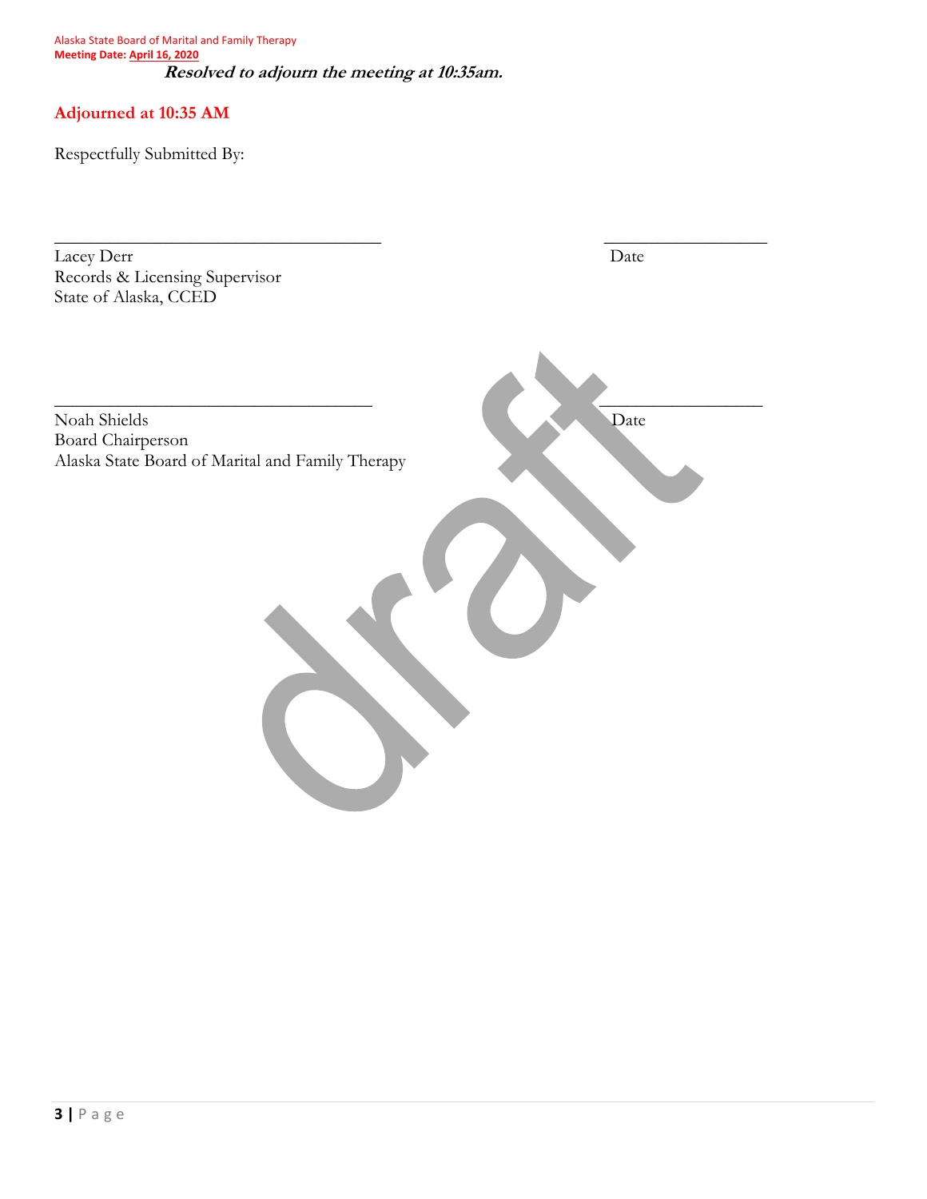***Resolved to adjourn the meeting at 10:35am.***

**Adjourned at 10:35 AM**

Respectfully Submitted By:

\_\_\_\_\_\_\_\_\_\_\_\_\_\_\_\_\_\_\_\_\_\_\_\_\_\_\_\_\_\_\_\_\_\_\_\_\_ \_\_\_\_\_\_\_\_\_\_\_\_\_\_\_\_\_\_

Lacey Derr Date
Records & Licensing Supervisor
State of Alaska, CCED

\_\_\_\_\_\_\_\_\_\_\_\_\_\_\_\_\_\_\_\_\_\_\_\_\_\_\_\_\_\_\_\_\_\_\_\_\_ \_\_\_\_\_\_\_\_\_\_\_\_\_\_\_\_\_\_

Noah Shields Date
Board Chairperson
Alaska State Board of Marital and Family Therapy

draft